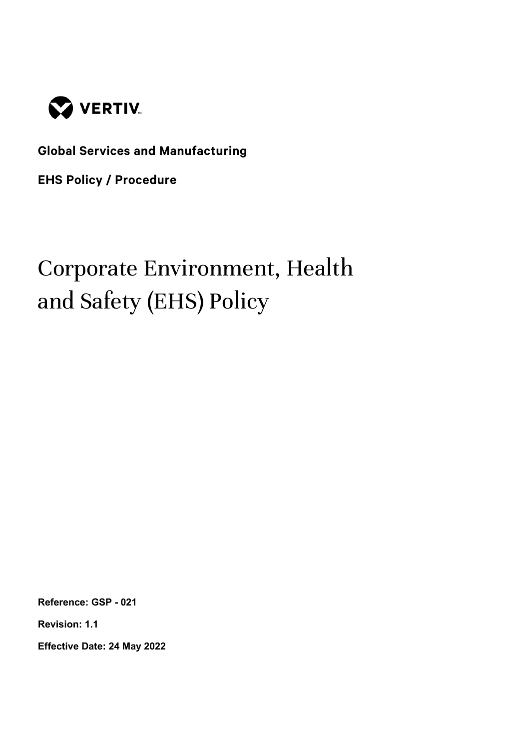VERTIV

**Global Services and Manufacturing**

**EHS Policy / Procedure**

# Corporate Environment, Health and Safety (EHS) Policy

**Reference: GSP - 021**

**Revision: 1.1**

**Effective Date: 24 May 2022**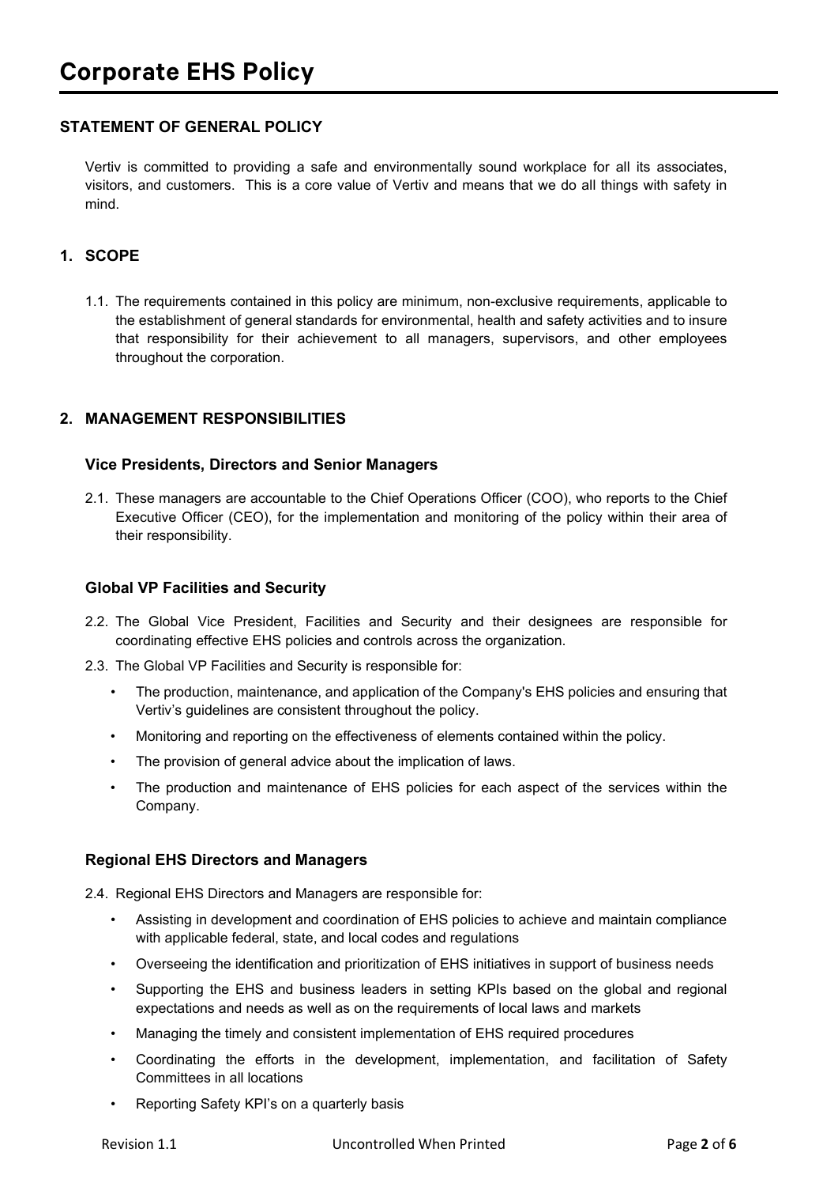# Corporate EHS Policy

## STATEMENT OF GENERAL POLICY

Vertiv is committed to providing a safe and environmentally sound workplace for all its associates, visitors, and customers. This is a core value of Vertiv and means that we do all things with safety in mind.

## 1. SCOPE

1.1. The requirements contained in this policy are minimum, non-exclusive requirements, applicable to the establishment of general standards for environmental, health and safety activities and to insure that responsibility for their achievement to all managers, supervisors, and other employees throughout the corporation.

## 2. MANAGEMENT RESPONSIBILITIES

### Vice Presidents, Directors and Senior Managers

2.1. These managers are accountable to the Chief Operations Officer (COO), who reports to the Chief Executive Officer (CEO), for the implementation and monitoring of the policy within their area of their responsibility.

### Global VP Facilities and Security

2.2. The Global Vice President, Facilities and Security and their designees are responsible for coordinating effective EHS policies and controls across the organization.

2.3. The Global VP Facilities and Security is responsible for:

- The production, maintenance, and application of the Company's EHS policies and ensuring that Vertiv's guidelines are consistent throughout the policy.
- Monitoring and reporting on the effectiveness of elements contained within the policy.
- The provision of general advice about the implication of laws.
- The production and maintenance of EHS policies for each aspect of the services within the Company.

### Regional EHS Directors and Managers

2.4. Regional EHS Directors and Managers are responsible for:

- Assisting in development and coordination of EHS policies to achieve and maintain compliance with applicable federal, state, and local codes and regulations
- Overseeing the identification and prioritization of EHS initiatives in support of business needs
- Supporting the EHS and business leaders in setting KPIs based on the global and regional expectations and needs as well as on the requirements of local laws and markets
- Managing the timely and consistent implementation of EHS required procedures
- Coordinating the efforts in the development, implementation, and facilitation of Safety Committees in all locations
- Reporting Safety KPI's on a quarterly basis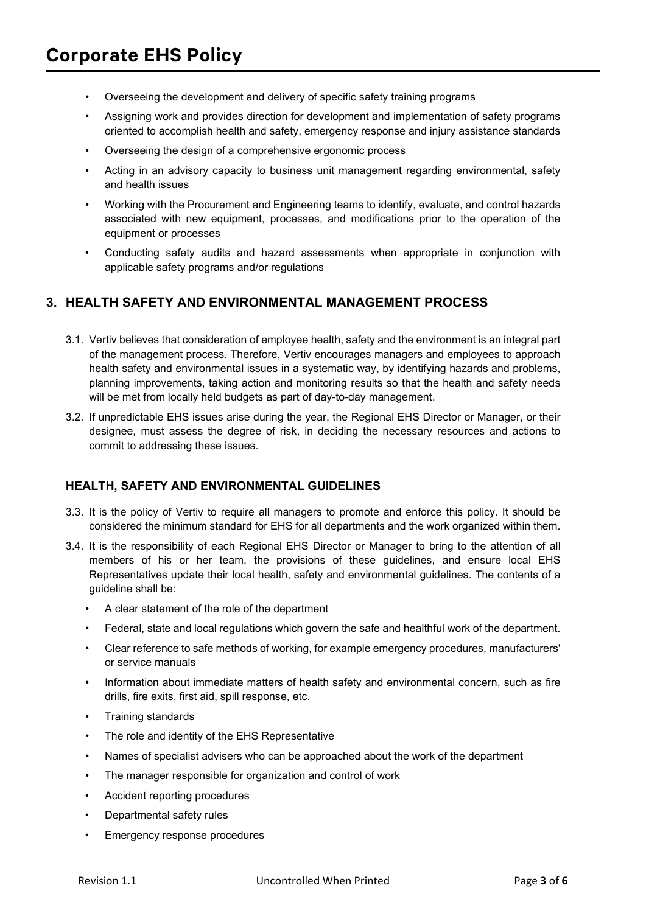- Overseeing the development and delivery of specific safety training programs
- Assigning work and provides direction for development and implementation of safety programs oriented to accomplish health and safety, emergency response and injury assistance standards
- Overseeing the design of a comprehensive ergonomic process
- Acting in an advisory capacity to business unit management regarding environmental, safety and health issues
- Working with the Procurement and Engineering teams to identify, evaluate, and control hazards associated with new equipment, processes, and modifications prior to the operation of the equipment or processes
- Conducting safety audits and hazard assessments when appropriate in conjunction with applicable safety programs and/or regulations

## 3. HEALTH SAFETY AND ENVIRONMENTAL MANAGEMENT PROCESS

3.1. Vertiv believes that consideration of employee health, safety and the environment is an integral part of the management process. Therefore, Vertiv encourages managers and employees to approach health safety and environmental issues in a systematic way, by identifying hazards and problems, planning improvements, taking action and monitoring results so that the health and safety needs will be met from locally held budgets as part of day-to-day management.

3.2. If unpredictable EHS issues arise during the year, the Regional EHS Director or Manager, or their designee, must assess the degree of risk, in deciding the necessary resources and actions to commit to addressing these issues.

### HEALTH, SAFETY AND ENVIRONMENTAL GUIDELINES

3.3. It is the policy of Vertiv to require all managers to promote and enforce this policy. It should be considered the minimum standard for EHS for all departments and the work organized within them.

3.4. It is the responsibility of each Regional EHS Director or Manager to bring to the attention of all members of his or her team, the provisions of these guidelines, and ensure local EHS Representatives update their local health, safety and environmental guidelines. The contents of a guideline shall be:

- A clear statement of the role of the department
- Federal, state and local regulations which govern the safe and healthful work of the department.
- Clear reference to safe methods of working, for example emergency procedures, manufacturers' or service manuals
- Information about immediate matters of health safety and environmental concern, such as fire drills, fire exits, first aid, spill response, etc.
- Training standards
- The role and identity of the EHS Representative
- Names of specialist advisers who can be approached about the work of the department
- The manager responsible for organization and control of work
- Accident reporting procedures
- Departmental safety rules
- Emergency response procedures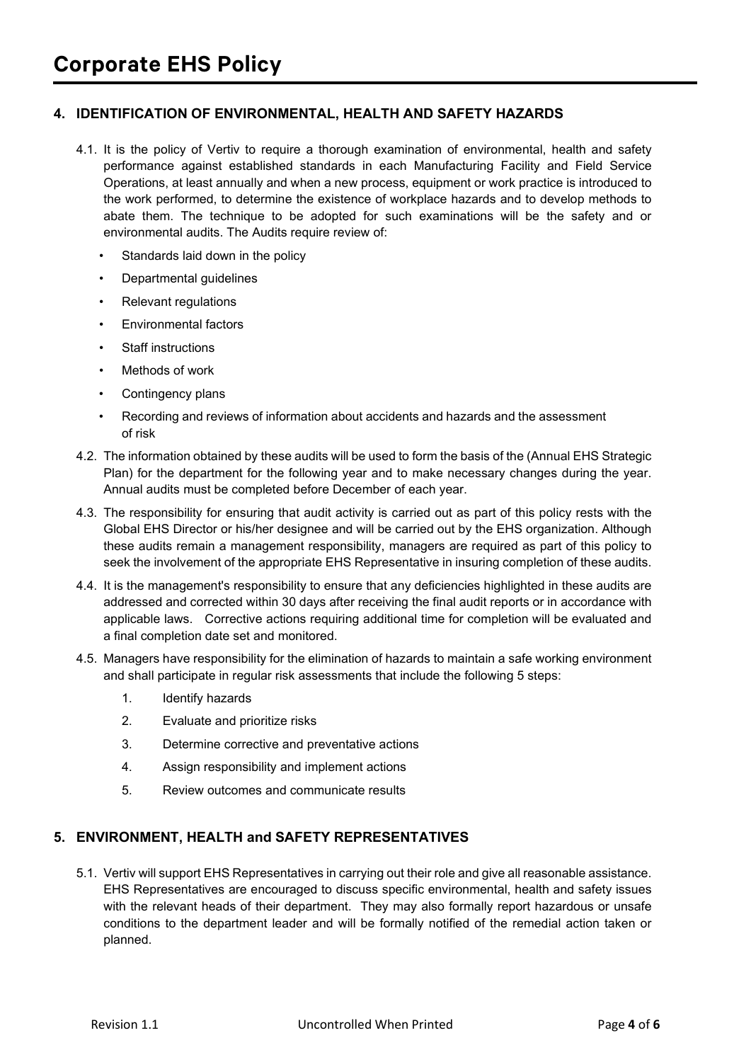## 4. IDENTIFICATION OF ENVIRONMENTAL, HEALTH AND SAFETY HAZARDS

4.1. It is the policy of Vertiv to require a thorough examination of environmental, health and safety performance against established standards in each Manufacturing Facility and Field Service Operations, at least annually and when a new process, equipment or work practice is introduced to the work performed, to determine the existence of workplace hazards and to develop methods to abate them. The technique to be adopted for such examinations will be the safety and or environmental audits. The Audits require review of:

- Standards laid down in the policy
- Departmental guidelines
- Relevant regulations
- Environmental factors
- Staff instructions
- Methods of work
- Contingency plans
- Recording and reviews of information about accidents and hazards and the assessment of risk

4.2. The information obtained by these audits will be used to form the basis of the (Annual EHS Strategic Plan) for the department for the following year and to make necessary changes during the year. Annual audits must be completed before December of each year.

4.3. The responsibility for ensuring that audit activity is carried out as part of this policy rests with the Global EHS Director or his/her designee and will be carried out by the EHS organization. Although these audits remain a management responsibility, managers are required as part of this policy to seek the involvement of the appropriate EHS Representative in insuring completion of these audits.

4.4. It is the management's responsibility to ensure that any deficiencies highlighted in these audits are addressed and corrected within 30 days after receiving the final audit reports or in accordance with applicable laws. Corrective actions requiring additional time for completion will be evaluated and a final completion date set and monitored.

4.5. Managers have responsibility for the elimination of hazards to maintain a safe working environment and shall participate in regular risk assessments that include the following 5 steps:

1. Identify hazards
2. Evaluate and prioritize risks
3. Determine corrective and preventative actions
4. Assign responsibility and implement actions
5. Review outcomes and communicate results

## 5. ENVIRONMENT, HEALTH and SAFETY REPRESENTATIVES

5.1. Vertiv will support EHS Representatives in carrying out their role and give all reasonable assistance. EHS Representatives are encouraged to discuss specific environmental, health and safety issues with the relevant heads of their department. They may also formally report hazardous or unsafe conditions to the department leader and will be formally notified of the remedial action taken or planned.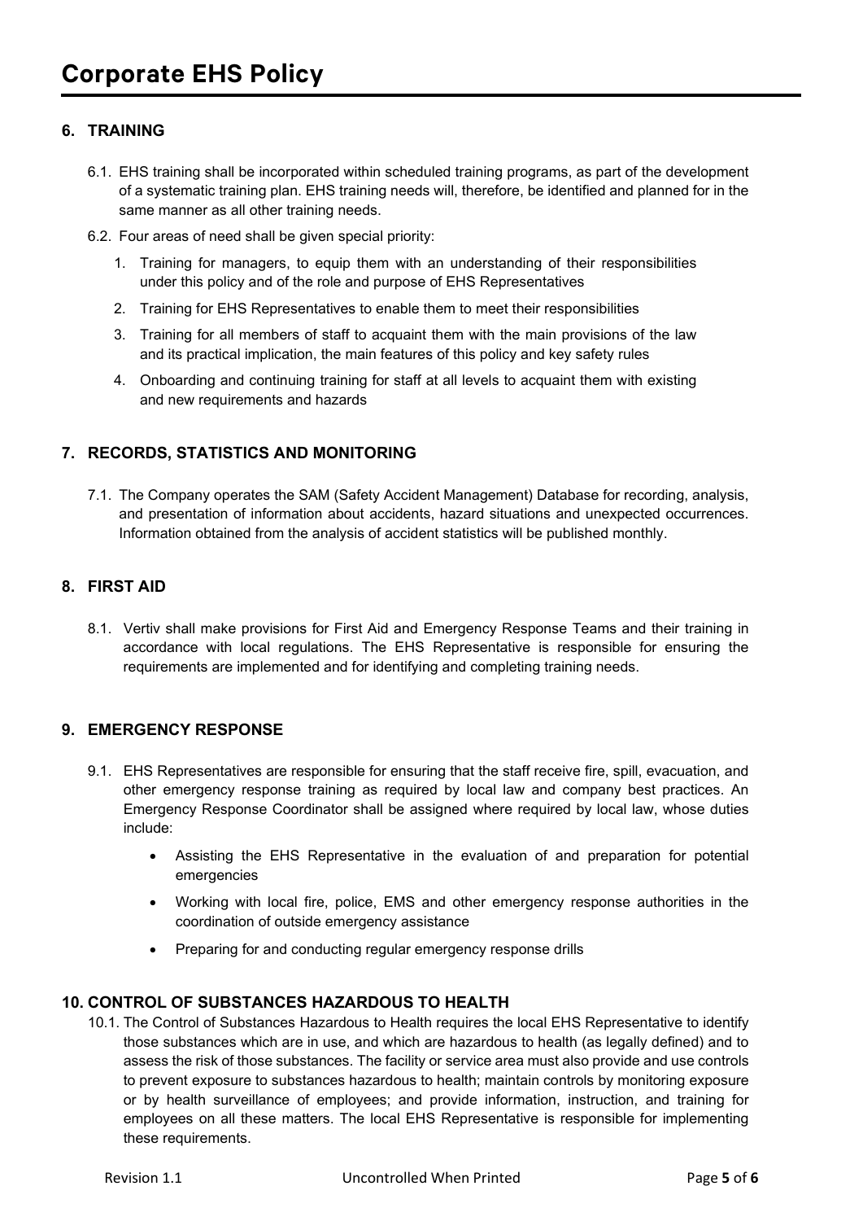## 6. TRAINING

6.1. EHS training shall be incorporated within scheduled training programs, as part of the development of a systematic training plan. EHS training needs will, therefore, be identified and planned for in the same manner as all other training needs.

6.2. Four areas of need shall be given special priority:

1. Training for managers, to equip them with an understanding of their responsibilities under this policy and of the role and purpose of EHS Representatives
2. Training for EHS Representatives to enable them to meet their responsibilities
3. Training for all members of staff to acquaint them with the main provisions of the law and its practical implication, the main features of this policy and key safety rules
4. Onboarding and continuing training for staff at all levels to acquaint them with existing and new requirements and hazards

## 7. RECORDS, STATISTICS AND MONITORING

7.1. The Company operates the SAM (Safety Accident Management) Database for recording, analysis, and presentation of information about accidents, hazard situations and unexpected occurrences. Information obtained from the analysis of accident statistics will be published monthly.

## 8. FIRST AID

8.1. Vertiv shall make provisions for First Aid and Emergency Response Teams and their training in accordance with local regulations. The EHS Representative is responsible for ensuring the requirements are implemented and for identifying and completing training needs.

## 9. EMERGENCY RESPONSE

9.1. EHS Representatives are responsible for ensuring that the staff receive fire, spill, evacuation, and other emergency response training as required by local law and company best practices. An Emergency Response Coordinator shall be assigned where required by local law, whose duties include:

- Assisting the EHS Representative in the evaluation of and preparation for potential emergencies
- Working with local fire, police, EMS and other emergency response authorities in the coordination of outside emergency assistance
- Preparing for and conducting regular emergency response drills

## 10. CONTROL OF SUBSTANCES HAZARDOUS TO HEALTH

10.1. The Control of Substances Hazardous to Health requires the local EHS Representative to identify those substances which are in use, and which are hazardous to health (as legally defined) and to assess the risk of those substances. The facility or service area must also provide and use controls to prevent exposure to substances hazardous to health; maintain controls by monitoring exposure or by health surveillance of employees; and provide information, instruction, and training for employees on all these matters. The local EHS Representative is responsible for implementing these requirements.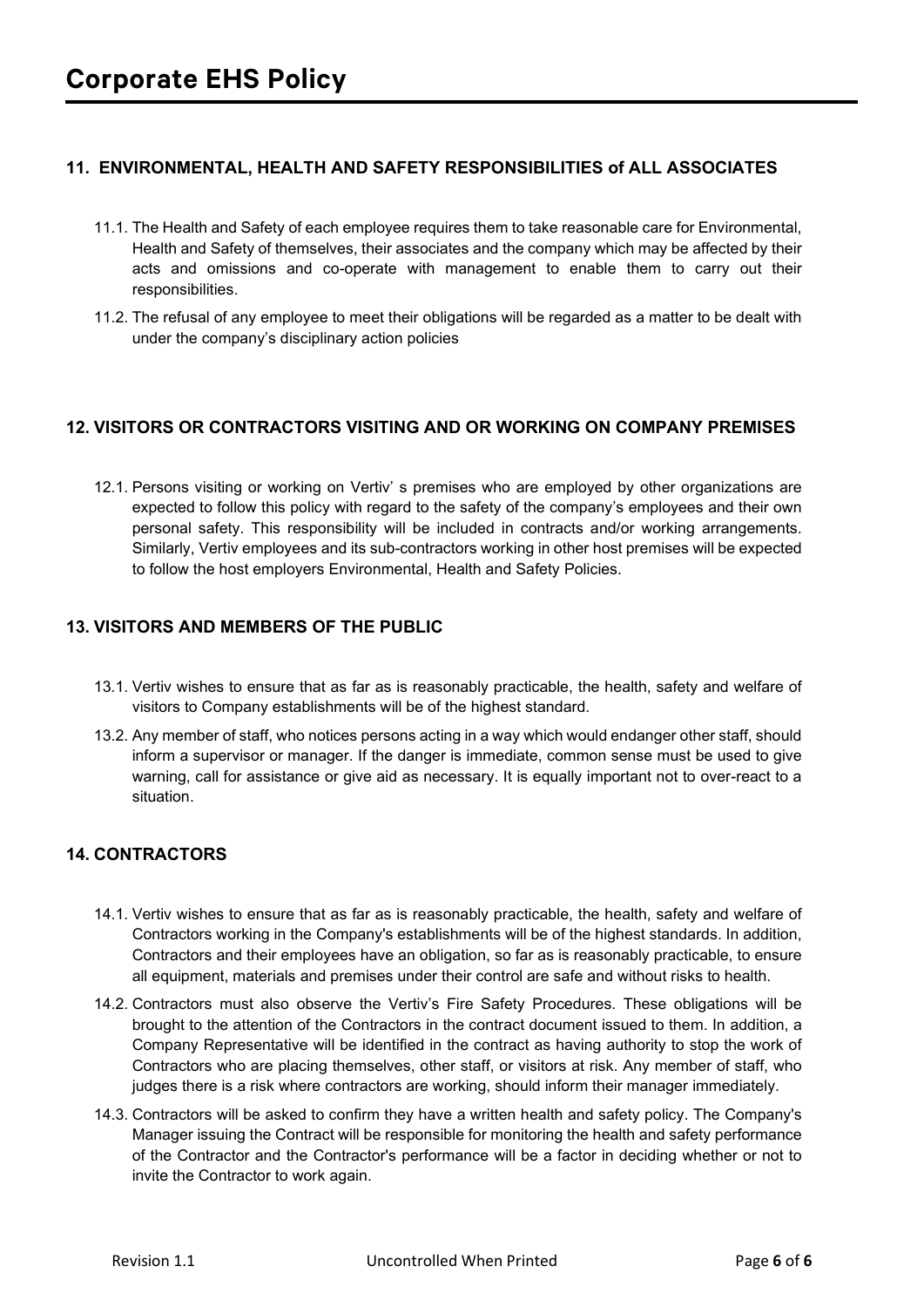## 11. ENVIRONMENTAL, HEALTH AND SAFETY RESPONSIBILITIES of ALL ASSOCIATES

11.1. The Health and Safety of each employee requires them to take reasonable care for Environmental, Health and Safety of themselves, their associates and the company which may be affected by their acts and omissions and co-operate with management to enable them to carry out their responsibilities.

11.2. The refusal of any employee to meet their obligations will be regarded as a matter to be dealt with under the company's disciplinary action policies

## 12. VISITORS OR CONTRACTORS VISITING AND OR WORKING ON COMPANY PREMISES

12.1. Persons visiting or working on Vertiv' s premises who are employed by other organizations are expected to follow this policy with regard to the safety of the company's employees and their own personal safety. This responsibility will be included in contracts and/or working arrangements. Similarly, Vertiv employees and its sub-contractors working in other host premises will be expected to follow the host employers Environmental, Health and Safety Policies.

## 13. VISITORS AND MEMBERS OF THE PUBLIC

13.1. Vertiv wishes to ensure that as far as is reasonably practicable, the health, safety and welfare of visitors to Company establishments will be of the highest standard.

13.2. Any member of staff, who notices persons acting in a way which would endanger other staff, should inform a supervisor or manager. If the danger is immediate, common sense must be used to give warning, call for assistance or give aid as necessary. It is equally important not to over-react to a situation.

## 14. CONTRACTORS

14.1. Vertiv wishes to ensure that as far as is reasonably practicable, the health, safety and welfare of Contractors working in the Company's establishments will be of the highest standards. In addition, Contractors and their employees have an obligation, so far as is reasonably practicable, to ensure all equipment, materials and premises under their control are safe and without risks to health.

14.2. Contractors must also observe the Vertiv's Fire Safety Procedures. These obligations will be brought to the attention of the Contractors in the contract document issued to them. In addition, a Company Representative will be identified in the contract as having authority to stop the work of Contractors who are placing themselves, other staff, or visitors at risk. Any member of staff, who judges there is a risk where contractors are working, should inform their manager immediately.

14.3. Contractors will be asked to confirm they have a written health and safety policy. The Company's Manager issuing the Contract will be responsible for monitoring the health and safety performance of the Contractor and the Contractor's performance will be a factor in deciding whether or not to invite the Contractor to work again.